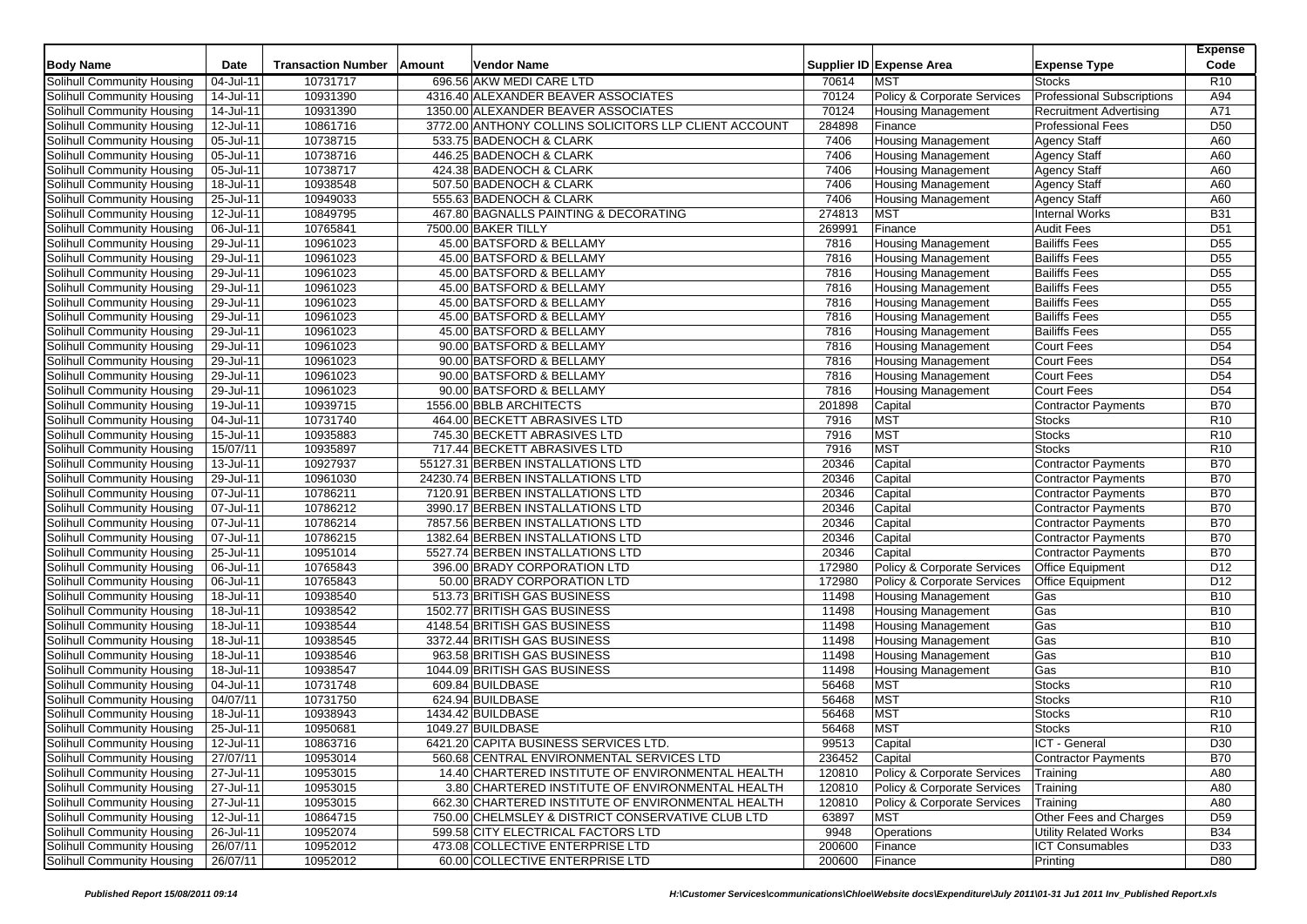| Body Name | Date | Transaction Number | Amount | Vendor Name | Supplier ID | Expense Area | Expense Type | Expense Code |
|---|---|---|---|---|---|---|---|---|
| Solihull Community Housing | 04-Jul-11 | 10731717 | 696.56 | AKW MEDI CARE LTD | 70614 | MST | Stocks | R10 |
| Solihull Community Housing | 14-Jul-11 | 10931390 | 4316.40 | ALEXANDER BEAVER ASSOCIATES | 70124 | Policy & Corporate Services | Professional Subscriptions | A94 |
| Solihull Community Housing | 14-Jul-11 | 10931390 | 1350.00 | ALEXANDER BEAVER ASSOCIATES | 70124 | Housing Management | Recruitment Advertising | A71 |
| Solihull Community Housing | 12-Jul-11 | 10861716 | 3772.00 | ANTHONY COLLINS SOLICITORS LLP CLIENT ACCOUNT | 284898 | Finance | Professional Fees | D50 |
| Solihull Community Housing | 05-Jul-11 | 10738715 | 533.75 | BADENOCH & CLARK | 7406 | Housing Management | Agency Staff | A60 |
| Solihull Community Housing | 05-Jul-11 | 10738716 | 446.25 | BADENOCH & CLARK | 7406 | Housing Management | Agency Staff | A60 |
| Solihull Community Housing | 05-Jul-11 | 10738717 | 424.38 | BADENOCH & CLARK | 7406 | Housing Management | Agency Staff | A60 |
| Solihull Community Housing | 18-Jul-11 | 10938548 | 507.50 | BADENOCH & CLARK | 7406 | Housing Management | Agency Staff | A60 |
| Solihull Community Housing | 25-Jul-11 | 10949033 | 555.63 | BADENOCH & CLARK | 7406 | Housing Management | Agency Staff | A60 |
| Solihull Community Housing | 12-Jul-11 | 10849795 | 467.80 | BAGNALLS PAINTING & DECORATING | 274813 | MST | Internal Works | B31 |
| Solihull Community Housing | 06-Jul-11 | 10765841 | 7500.00 | BAKER TILLY | 269991 | Finance | Audit Fees | D51 |
| Solihull Community Housing | 29-Jul-11 | 10961023 | 45.00 | BATSFORD & BELLAMY | 7816 | Housing Management | Bailiffs Fees | D55 |
| Solihull Community Housing | 29-Jul-11 | 10961023 | 45.00 | BATSFORD & BELLAMY | 7816 | Housing Management | Bailiffs Fees | D55 |
| Solihull Community Housing | 29-Jul-11 | 10961023 | 45.00 | BATSFORD & BELLAMY | 7816 | Housing Management | Bailiffs Fees | D55 |
| Solihull Community Housing | 29-Jul-11 | 10961023 | 45.00 | BATSFORD & BELLAMY | 7816 | Housing Management | Bailiffs Fees | D55 |
| Solihull Community Housing | 29-Jul-11 | 10961023 | 45.00 | BATSFORD & BELLAMY | 7816 | Housing Management | Bailiffs Fees | D55 |
| Solihull Community Housing | 29-Jul-11 | 10961023 | 45.00 | BATSFORD & BELLAMY | 7816 | Housing Management | Bailiffs Fees | D55 |
| Solihull Community Housing | 29-Jul-11 | 10961023 | 45.00 | BATSFORD & BELLAMY | 7816 | Housing Management | Bailiffs Fees | D55 |
| Solihull Community Housing | 29-Jul-11 | 10961023 | 90.00 | BATSFORD & BELLAMY | 7816 | Housing Management | Court Fees | D54 |
| Solihull Community Housing | 29-Jul-11 | 10961023 | 90.00 | BATSFORD & BELLAMY | 7816 | Housing Management | Court Fees | D54 |
| Solihull Community Housing | 29-Jul-11 | 10961023 | 90.00 | BATSFORD & BELLAMY | 7816 | Housing Management | Court Fees | D54 |
| Solihull Community Housing | 29-Jul-11 | 10961023 | 90.00 | BATSFORD & BELLAMY | 7816 | Housing Management | Court Fees | D54 |
| Solihull Community Housing | 19-Jul-11 | 10939715 | 1556.00 | BBLB ARCHITECTS | 201898 | Capital | Contractor Payments | B70 |
| Solihull Community Housing | 04-Jul-11 | 10731740 | 464.00 | BECKETT ABRASIVES LTD | 7916 | MST | Stocks | R10 |
| Solihull Community Housing | 15-Jul-11 | 10935883 | 745.30 | BECKETT ABRASIVES LTD | 7916 | MST | Stocks | R10 |
| Solihull Community Housing | 15/07/11 | 10935897 | 717.44 | BECKETT ABRASIVES LTD | 7916 | MST | Stocks | R10 |
| Solihull Community Housing | 13-Jul-11 | 10927937 | 55127.31 | BERBEN INSTALLATIONS LTD | 20346 | Capital | Contractor Payments | B70 |
| Solihull Community Housing | 29-Jul-11 | 10961030 | 24230.74 | BERBEN INSTALLATIONS LTD | 20346 | Capital | Contractor Payments | B70 |
| Solihull Community Housing | 07-Jul-11 | 10786211 | 7120.91 | BERBEN INSTALLATIONS LTD | 20346 | Capital | Contractor Payments | B70 |
| Solihull Community Housing | 07-Jul-11 | 10786212 | 3990.17 | BERBEN INSTALLATIONS LTD | 20346 | Capital | Contractor Payments | B70 |
| Solihull Community Housing | 07-Jul-11 | 10786214 | 7857.56 | BERBEN INSTALLATIONS LTD | 20346 | Capital | Contractor Payments | B70 |
| Solihull Community Housing | 07-Jul-11 | 10786215 | 1382.64 | BERBEN INSTALLATIONS LTD | 20346 | Capital | Contractor Payments | B70 |
| Solihull Community Housing | 25-Jul-11 | 10951014 | 5527.74 | BERBEN INSTALLATIONS LTD | 20346 | Capital | Contractor Payments | B70 |
| Solihull Community Housing | 06-Jul-11 | 10765843 | 396.00 | BRADY CORPORATION LTD | 172980 | Policy & Corporate Services | Office Equipment | D12 |
| Solihull Community Housing | 06-Jul-11 | 10765843 | 50.00 | BRADY CORPORATION LTD | 172980 | Policy & Corporate Services | Office Equipment | D12 |
| Solihull Community Housing | 18-Jul-11 | 10938540 | 513.73 | BRITISH GAS BUSINESS | 11498 | Housing Management | Gas | B10 |
| Solihull Community Housing | 18-Jul-11 | 10938542 | 1502.77 | BRITISH GAS BUSINESS | 11498 | Housing Management | Gas | B10 |
| Solihull Community Housing | 18-Jul-11 | 10938544 | 4148.54 | BRITISH GAS BUSINESS | 11498 | Housing Management | Gas | B10 |
| Solihull Community Housing | 18-Jul-11 | 10938545 | 3372.44 | BRITISH GAS BUSINESS | 11498 | Housing Management | Gas | B10 |
| Solihull Community Housing | 18-Jul-11 | 10938546 | 963.58 | BRITISH GAS BUSINESS | 11498 | Housing Management | Gas | B10 |
| Solihull Community Housing | 18-Jul-11 | 10938547 | 1044.09 | BRITISH GAS BUSINESS | 11498 | Housing Management | Gas | B10 |
| Solihull Community Housing | 04-Jul-11 | 10731748 | 609.84 | BUILDBASE | 56468 | MST | Stocks | R10 |
| Solihull Community Housing | 04/07/11 | 10731750 | 624.94 | BUILDBASE | 56468 | MST | Stocks | R10 |
| Solihull Community Housing | 18-Jul-11 | 10938943 | 1434.42 | BUILDBASE | 56468 | MST | Stocks | R10 |
| Solihull Community Housing | 25-Jul-11 | 10950681 | 1049.27 | BUILDBASE | 56468 | MST | Stocks | R10 |
| Solihull Community Housing | 12-Jul-11 | 10863716 | 6421.20 | CAPITA BUSINESS SERVICES LTD. | 99513 | Capital | ICT - General | D30 |
| Solihull Community Housing | 27/07/11 | 10953014 | 560.68 | CENTRAL ENVIRONMENTAL SERVICES LTD | 236452 | Capital | Contractor Payments | B70 |
| Solihull Community Housing | 27-Jul-11 | 10953015 | 14.40 | CHARTERED INSTITUTE OF ENVIRONMENTAL HEALTH | 120810 | Policy & Corporate Services | Training | A80 |
| Solihull Community Housing | 27-Jul-11 | 10953015 | 3.80 | CHARTERED INSTITUTE OF ENVIRONMENTAL HEALTH | 120810 | Policy & Corporate Services | Training | A80 |
| Solihull Community Housing | 27-Jul-11 | 10953015 | 662.30 | CHARTERED INSTITUTE OF ENVIRONMENTAL HEALTH | 120810 | Policy & Corporate Services | Training | A80 |
| Solihull Community Housing | 12-Jul-11 | 10864715 | 750.00 | CHELMSLEY & DISTRICT CONSERVATIVE CLUB LTD | 63897 | MST | Other Fees and Charges | D59 |
| Solihull Community Housing | 26-Jul-11 | 10952074 | 599.58 | CITY ELECTRICAL FACTORS LTD | 9948 | Operations | Utility Related Works | B34 |
| Solihull Community Housing | 26/07/11 | 10952012 | 473.08 | COLLECTIVE ENTERPRISE LTD | 200600 | Finance | ICT Consumables | D33 |
| Solihull Community Housing | 26/07/11 | 10952012 | 60.00 | COLLECTIVE ENTERPRISE LTD | 200600 | Finance | Printing | D80 |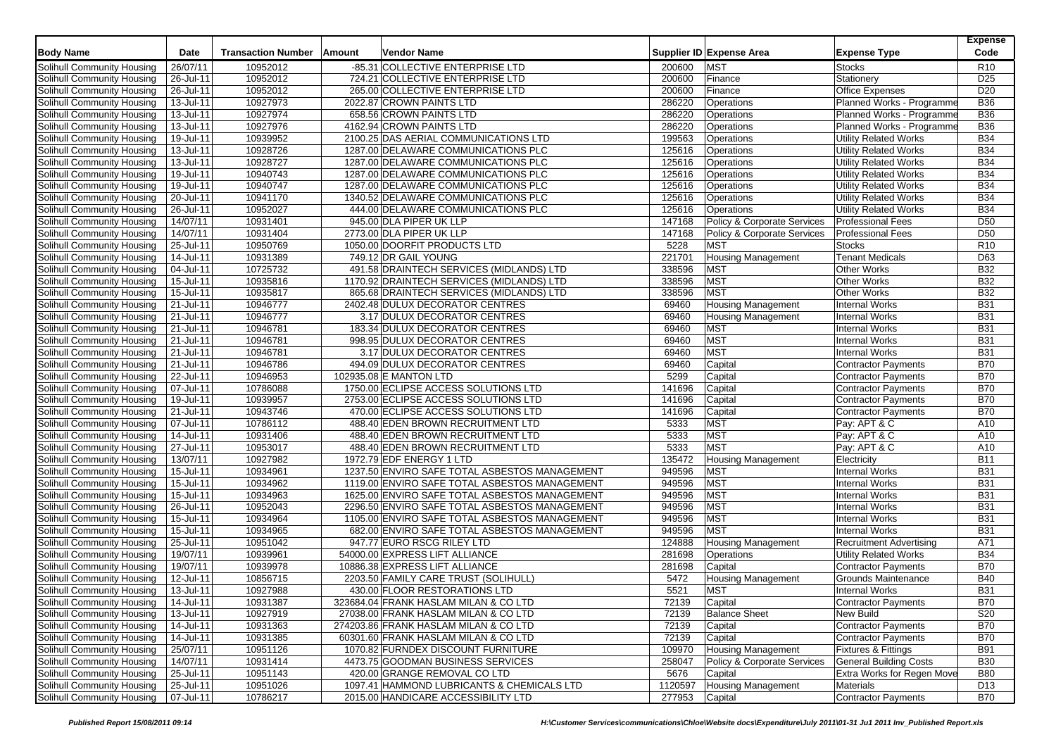| Body Name | Date | Transaction Number | Amount | Vendor Name | Supplier ID | Expense Area | Expense Type | Expense Code |
|---|---|---|---|---|---|---|---|---|
| Solihull Community Housing | 26/07/11 | 10952012 | -85.31 | COLLECTIVE ENTERPRISE LTD | 200600 | MST | Stocks | R10 |
| Solihull Community Housing | 26-Jul-11 | 10952012 | 724.21 | COLLECTIVE ENTERPRISE LTD | 200600 | Finance | Stationery | D25 |
| Solihull Community Housing | 26-Jul-11 | 10952012 | 265.00 | COLLECTIVE ENTERPRISE LTD | 200600 | Finance | Office Expenses | D20 |
| Solihull Community Housing | 13-Jul-11 | 10927973 | 2022.87 | CROWN PAINTS LTD | 286220 | Operations | Planned Works - Programme | B36 |
| Solihull Community Housing | 13-Jul-11 | 10927974 | 658.56 | CROWN PAINTS LTD | 286220 | Operations | Planned Works - Programme | B36 |
| Solihull Community Housing | 13-Jul-11 | 10927976 | 4162.94 | CROWN PAINTS LTD | 286220 | Operations | Planned Works - Programme | B36 |
| Solihull Community Housing | 19-Jul-11 | 10939952 | 2100.25 | DAS AERIAL COMMUNICATIONS LTD | 199563 | Operations | Utility Related Works | B34 |
| Solihull Community Housing | 13-Jul-11 | 10928726 | 1287.00 | DELAWARE COMMUNICATIONS PLC | 125616 | Operations | Utility Related Works | B34 |
| Solihull Community Housing | 13-Jul-11 | 10928727 | 1287.00 | DELAWARE COMMUNICATIONS PLC | 125616 | Operations | Utility Related Works | B34 |
| Solihull Community Housing | 19-Jul-11 | 10940743 | 1287.00 | DELAWARE COMMUNICATIONS PLC | 125616 | Operations | Utility Related Works | B34 |
| Solihull Community Housing | 19-Jul-11 | 10940747 | 1287.00 | DELAWARE COMMUNICATIONS PLC | 125616 | Operations | Utility Related Works | B34 |
| Solihull Community Housing | 20-Jul-11 | 10941170 | 1340.52 | DELAWARE COMMUNICATIONS PLC | 125616 | Operations | Utility Related Works | B34 |
| Solihull Community Housing | 26-Jul-11 | 10952027 | 444.00 | DELAWARE COMMUNICATIONS PLC | 125616 | Operations | Utility Related Works | B34 |
| Solihull Community Housing | 14/07/11 | 10931401 | 945.00 | DLA PIPER UK LLP | 147168 | Policy & Corporate Services | Professional Fees | D50 |
| Solihull Community Housing | 14/07/11 | 10931404 | 2773.00 | DLA PIPER UK LLP | 147168 | Policy & Corporate Services | Professional Fees | D50 |
| Solihull Community Housing | 25-Jul-11 | 10950769 | 1050.00 | DOORFIT PRODUCTS LTD | 5228 | MST | Stocks | R10 |
| Solihull Community Housing | 14-Jul-11 | 10931389 | 749.12 | DR GAIL YOUNG | 221701 | Housing Management | Tenant Medicals | D63 |
| Solihull Community Housing | 04-Jul-11 | 10725732 | 491.58 | DRAINTECH SERVICES (MIDLANDS) LTD | 338596 | MST | Other Works | B32 |
| Solihull Community Housing | 15-Jul-11 | 10935816 | 1170.92 | DRAINTECH SERVICES (MIDLANDS) LTD | 338596 | MST | Other Works | B32 |
| Solihull Community Housing | 15-Jul-11 | 10935817 | 865.68 | DRAINTECH SERVICES (MIDLANDS) LTD | 338596 | MST | Other Works | B32 |
| Solihull Community Housing | 21-Jul-11 | 10946777 | 2402.48 | DULUX DECORATOR CENTRES | 69460 | Housing Management | Internal Works | B31 |
| Solihull Community Housing | 21-Jul-11 | 10946777 | 3.17 | DULUX DECORATOR CENTRES | 69460 | Housing Management | Internal Works | B31 |
| Solihull Community Housing | 21-Jul-11 | 10946781 | 183.34 | DULUX DECORATOR CENTRES | 69460 | MST | Internal Works | B31 |
| Solihull Community Housing | 21-Jul-11 | 10946781 | 998.95 | DULUX DECORATOR CENTRES | 69460 | MST | Internal Works | B31 |
| Solihull Community Housing | 21-Jul-11 | 10946781 | 3.17 | DULUX DECORATOR CENTRES | 69460 | MST | Internal Works | B31 |
| Solihull Community Housing | 21-Jul-11 | 10946786 | 494.09 | DULUX DECORATOR CENTRES | 69460 | Capital | Contractor Payments | B70 |
| Solihull Community Housing | 22-Jul-11 | 10946953 | 102935.08 | E MANTON LTD | 5299 | Capital | Contractor Payments | B70 |
| Solihull Community Housing | 07-Jul-11 | 10786088 | 1750.00 | ECLIPSE ACCESS SOLUTIONS LTD | 141696 | Capital | Contractor Payments | B70 |
| Solihull Community Housing | 19-Jul-11 | 10939957 | 2753.00 | ECLIPSE ACCESS SOLUTIONS LTD | 141696 | Capital | Contractor Payments | B70 |
| Solihull Community Housing | 21-Jul-11 | 10943746 | 470.00 | ECLIPSE ACCESS SOLUTIONS LTD | 141696 | Capital | Contractor Payments | B70 |
| Solihull Community Housing | 07-Jul-11 | 10786112 | 488.40 | EDEN BROWN RECRUITMENT LTD | 5333 | MST | Pay: APT & C | A10 |
| Solihull Community Housing | 14-Jul-11 | 10931406 | 488.40 | EDEN BROWN RECRUITMENT LTD | 5333 | MST | Pay: APT & C | A10 |
| Solihull Community Housing | 27-Jul-11 | 10953017 | 488.40 | EDEN BROWN RECRUITMENT LTD | 5333 | MST | Pay: APT & C | A10 |
| Solihull Community Housing | 13/07/11 | 10927982 | 1972.79 | EDF ENERGY 1 LTD | 135472 | Housing Management | Electricity | B11 |
| Solihull Community Housing | 15-Jul-11 | 10934961 | 1237.50 | ENVIRO SAFE TOTAL ASBESTOS MANAGEMENT | 949596 | MST | Internal Works | B31 |
| Solihull Community Housing | 15-Jul-11 | 10934962 | 1119.00 | ENVIRO SAFE TOTAL ASBESTOS MANAGEMENT | 949596 | MST | Internal Works | B31 |
| Solihull Community Housing | 15-Jul-11 | 10934963 | 1625.00 | ENVIRO SAFE TOTAL ASBESTOS MANAGEMENT | 949596 | MST | Internal Works | B31 |
| Solihull Community Housing | 26-Jul-11 | 10952043 | 2296.50 | ENVIRO SAFE TOTAL ASBESTOS MANAGEMENT | 949596 | MST | Internal Works | B31 |
| Solihull Community Housing | 15-Jul-11 | 10934964 | 1105.00 | ENVIRO SAFE TOTAL ASBESTOS MANAGEMENT | 949596 | MST | Internal Works | B31 |
| Solihull Community Housing | 15-Jul-11 | 10934965 | 682.00 | ENVIRO SAFE TOTAL ASBESTOS MANAGEMENT | 949596 | MST | Internal Works | B31 |
| Solihull Community Housing | 25-Jul-11 | 10951042 | 947.77 | EURO RSCG RILEY LTD | 124888 | Housing Management | Recruitment Advertising | A71 |
| Solihull Community Housing | 19/07/11 | 10939961 | 54000.00 | EXPRESS LIFT ALLIANCE | 281698 | Operations | Utility Related Works | B34 |
| Solihull Community Housing | 19/07/11 | 10939978 | 10886.38 | EXPRESS LIFT ALLIANCE | 281698 | Capital | Contractor Payments | B70 |
| Solihull Community Housing | 12-Jul-11 | 10856715 | 2203.50 | FAMILY CARE TRUST (SOLIHULL) | 5472 | Housing Management | Grounds Maintenance | B40 |
| Solihull Community Housing | 13-Jul-11 | 10927988 | 430.00 | FLOOR RESTORATIONS LTD | 5521 | MST | Internal Works | B31 |
| Solihull Community Housing | 14-Jul-11 | 10931387 | 323684.04 | FRANK HASLAM MILAN & CO LTD | 72139 | Capital | Contractor Payments | B70 |
| Solihull Community Housing | 13-Jul-11 | 10927919 | 27038.00 | FRANK HASLAM MILAN & CO LTD | 72139 | Balance Sheet | New Build | S20 |
| Solihull Community Housing | 14-Jul-11 | 10931363 | 274203.86 | FRANK HASLAM MILAN & CO LTD | 72139 | Capital | Contractor Payments | B70 |
| Solihull Community Housing | 14-Jul-11 | 10931385 | 60301.60 | FRANK HASLAM MILAN & CO LTD | 72139 | Capital | Contractor Payments | B70 |
| Solihull Community Housing | 25/07/11 | 10951126 | 1070.82 | FURNDEX DISCOUNT FURNITURE | 109970 | Housing Management | Fixtures & Fittings | B91 |
| Solihull Community Housing | 14/07/11 | 10931414 | 4473.75 | GOODMAN BUSINESS SERVICES | 258047 | Policy & Corporate Services | General Building Costs | B30 |
| Solihull Community Housing | 25-Jul-11 | 10951143 | 420.00 | GRANGE REMOVAL CO LTD | 5676 | Capital | Extra Works for Regen Move | B80 |
| Solihull Community Housing | 25-Jul-11 | 10951026 | 1097.41 | HAMMOND LUBRICANTS & CHEMICALS LTD | 1120597 | Housing Management | Materials | D13 |
| Solihull Community Housing | 07-Jul-11 | 10786217 | 2015.00 | HANDICARE ACCESSIBILITY LTD | 277953 | Capital | Contractor Payments | B70 |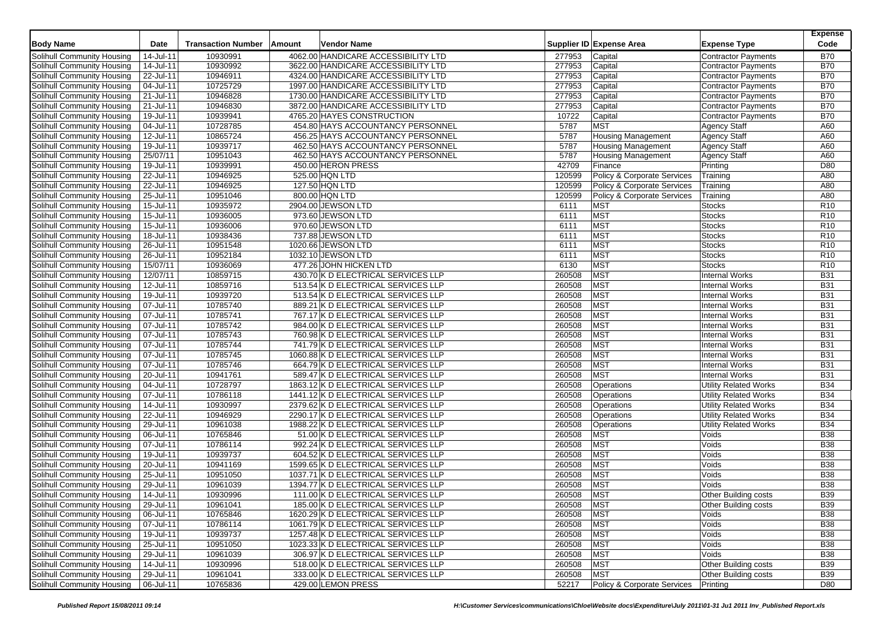| Body Name | Date | Transaction Number | Amount | Vendor Name | Supplier ID | Expense Area | Expense Type | Expense Code |
|---|---|---|---|---|---|---|---|---|
| Solihull Community Housing | 14-Jul-11 | 10930991 | 4062.00 | HANDICARE ACCESSIBILITY LTD | 277953 | Capital | Contractor Payments | B70 |
| Solihull Community Housing | 14-Jul-11 | 10930992 | 3622.00 | HANDICARE ACCESSIBILITY LTD | 277953 | Capital | Contractor Payments | B70 |
| Solihull Community Housing | 22-Jul-11 | 10946911 | 4324.00 | HANDICARE ACCESSIBILITY LTD | 277953 | Capital | Contractor Payments | B70 |
| Solihull Community Housing | 04-Jul-11 | 10725729 | 1997.00 | HANDICARE ACCESSIBILITY LTD | 277953 | Capital | Contractor Payments | B70 |
| Solihull Community Housing | 21-Jul-11 | 10946828 | 1730.00 | HANDICARE ACCESSIBILITY LTD | 277953 | Capital | Contractor Payments | B70 |
| Solihull Community Housing | 21-Jul-11 | 10946830 | 3872.00 | HANDICARE ACCESSIBILITY LTD | 277953 | Capital | Contractor Payments | B70 |
| Solihull Community Housing | 19-Jul-11 | 10939941 | 4765.20 | HAYES CONSTRUCTION | 10722 | Capital | Contractor Payments | B70 |
| Solihull Community Housing | 04-Jul-11 | 10728785 | 454.80 | HAYS ACCOUNTANCY PERSONNEL | 5787 | MST | Agency Staff | A60 |
| Solihull Community Housing | 12-Jul-11 | 10865724 | 456.25 | HAYS ACCOUNTANCY PERSONNEL | 5787 | Housing Management | Agency Staff | A60 |
| Solihull Community Housing | 19-Jul-11 | 10939717 | 462.50 | HAYS ACCOUNTANCY PERSONNEL | 5787 | Housing Management | Agency Staff | A60 |
| Solihull Community Housing | 25/07/11 | 10951043 | 462.50 | HAYS ACCOUNTANCY PERSONNEL | 5787 | Housing Management | Agency Staff | A60 |
| Solihull Community Housing | 19-Jul-11 | 10939991 | 450.00 | HERON PRESS | 42709 | Finance | Printing | D80 |
| Solihull Community Housing | 22-Jul-11 | 10946925 | 525.00 | HQN LTD | 120599 | Policy & Corporate Services | Training | A80 |
| Solihull Community Housing | 22-Jul-11 | 10946925 | 127.50 | HQN LTD | 120599 | Policy & Corporate Services | Training | A80 |
| Solihull Community Housing | 25-Jul-11 | 10951046 | 800.00 | HQN LTD | 120599 | Policy & Corporate Services | Training | A80 |
| Solihull Community Housing | 15-Jul-11 | 10935972 | 2904.00 | JEWSON LTD | 6111 | MST | Stocks | R10 |
| Solihull Community Housing | 15-Jul-11 | 10936005 | 973.60 | JEWSON LTD | 6111 | MST | Stocks | R10 |
| Solihull Community Housing | 15-Jul-11 | 10936006 | 970.60 | JEWSON LTD | 6111 | MST | Stocks | R10 |
| Solihull Community Housing | 18-Jul-11 | 10938436 | 737.88 | JEWSON LTD | 6111 | MST | Stocks | R10 |
| Solihull Community Housing | 26-Jul-11 | 10951548 | 1020.66 | JEWSON LTD | 6111 | MST | Stocks | R10 |
| Solihull Community Housing | 26-Jul-11 | 10952184 | 1032.10 | JEWSON LTD | 6111 | MST | Stocks | R10 |
| Solihull Community Housing | 15/07/11 | 10936069 | 477.26 | JOHN HICKEN LTD | 6130 | MST | Stocks | R10 |
| Solihull Community Housing | 12/07/11 | 10859715 | 430.70 | K D ELECTRICAL SERVICES LLP | 260508 | MST | Internal Works | B31 |
| Solihull Community Housing | 12-Jul-11 | 10859716 | 513.54 | K D ELECTRICAL SERVICES LLP | 260508 | MST | Internal Works | B31 |
| Solihull Community Housing | 19-Jul-11 | 10939720 | 513.54 | K D ELECTRICAL SERVICES LLP | 260508 | MST | Internal Works | B31 |
| Solihull Community Housing | 07-Jul-11 | 10785740 | 889.21 | K D ELECTRICAL SERVICES LLP | 260508 | MST | Internal Works | B31 |
| Solihull Community Housing | 07-Jul-11 | 10785741 | 767.17 | K D ELECTRICAL SERVICES LLP | 260508 | MST | Internal Works | B31 |
| Solihull Community Housing | 07-Jul-11 | 10785742 | 984.00 | K D ELECTRICAL SERVICES LLP | 260508 | MST | Internal Works | B31 |
| Solihull Community Housing | 07-Jul-11 | 10785743 | 760.98 | K D ELECTRICAL SERVICES LLP | 260508 | MST | Internal Works | B31 |
| Solihull Community Housing | 07-Jul-11 | 10785744 | 741.79 | K D ELECTRICAL SERVICES LLP | 260508 | MST | Internal Works | B31 |
| Solihull Community Housing | 07-Jul-11 | 10785745 | 1060.88 | K D ELECTRICAL SERVICES LLP | 260508 | MST | Internal Works | B31 |
| Solihull Community Housing | 07-Jul-11 | 10785746 | 664.79 | K D ELECTRICAL SERVICES LLP | 260508 | MST | Internal Works | B31 |
| Solihull Community Housing | 20-Jul-11 | 10941761 | 589.47 | K D ELECTRICAL SERVICES LLP | 260508 | MST | Internal Works | B31 |
| Solihull Community Housing | 04-Jul-11 | 10728797 | 1863.12 | K D ELECTRICAL SERVICES LLP | 260508 | Operations | Utility Related Works | B34 |
| Solihull Community Housing | 07-Jul-11 | 10786118 | 1441.12 | K D ELECTRICAL SERVICES LLP | 260508 | Operations | Utility Related Works | B34 |
| Solihull Community Housing | 14-Jul-11 | 10930997 | 2379.62 | K D ELECTRICAL SERVICES LLP | 260508 | Operations | Utility Related Works | B34 |
| Solihull Community Housing | 22-Jul-11 | 10946929 | 2290.17 | K D ELECTRICAL SERVICES LLP | 260508 | Operations | Utility Related Works | B34 |
| Solihull Community Housing | 29-Jul-11 | 10961038 | 1988.22 | K D ELECTRICAL SERVICES LLP | 260508 | Operations | Utility Related Works | B34 |
| Solihull Community Housing | 06-Jul-11 | 10765846 | 51.00 | K D ELECTRICAL SERVICES LLP | 260508 | MST | Voids | B38 |
| Solihull Community Housing | 07-Jul-11 | 10786114 | 992.24 | K D ELECTRICAL SERVICES LLP | 260508 | MST | Voids | B38 |
| Solihull Community Housing | 19-Jul-11 | 10939737 | 604.52 | K D ELECTRICAL SERVICES LLP | 260508 | MST | Voids | B38 |
| Solihull Community Housing | 20-Jul-11 | 10941169 | 1599.65 | K D ELECTRICAL SERVICES LLP | 260508 | MST | Voids | B38 |
| Solihull Community Housing | 25-Jul-11 | 10951050 | 1037.71 | K D ELECTRICAL SERVICES LLP | 260508 | MST | Voids | B38 |
| Solihull Community Housing | 29-Jul-11 | 10961039 | 1394.77 | K D ELECTRICAL SERVICES LLP | 260508 | MST | Voids | B38 |
| Solihull Community Housing | 14-Jul-11 | 10930996 | 111.00 | K D ELECTRICAL SERVICES LLP | 260508 | MST | Other Building costs | B39 |
| Solihull Community Housing | 29-Jul-11 | 10961041 | 185.00 | K D ELECTRICAL SERVICES LLP | 260508 | MST | Other Building costs | B39 |
| Solihull Community Housing | 06-Jul-11 | 10765846 | 1620.29 | K D ELECTRICAL SERVICES LLP | 260508 | MST | Voids | B38 |
| Solihull Community Housing | 07-Jul-11 | 10786114 | 1061.79 | K D ELECTRICAL SERVICES LLP | 260508 | MST | Voids | B38 |
| Solihull Community Housing | 19-Jul-11 | 10939737 | 1257.48 | K D ELECTRICAL SERVICES LLP | 260508 | MST | Voids | B38 |
| Solihull Community Housing | 25-Jul-11 | 10951050 | 1023.33 | K D ELECTRICAL SERVICES LLP | 260508 | MST | Voids | B38 |
| Solihull Community Housing | 29-Jul-11 | 10961039 | 306.97 | K D ELECTRICAL SERVICES LLP | 260508 | MST | Voids | B38 |
| Solihull Community Housing | 14-Jul-11 | 10930996 | 518.00 | K D ELECTRICAL SERVICES LLP | 260508 | MST | Other Building costs | B39 |
| Solihull Community Housing | 29-Jul-11 | 10961041 | 333.00 | K D ELECTRICAL SERVICES LLP | 260508 | MST | Other Building costs | B39 |
| Solihull Community Housing | 06-Jul-11 | 10765836 | 429.00 | LEMON PRESS | 52217 | Policy & Corporate Services | Printing | D80 |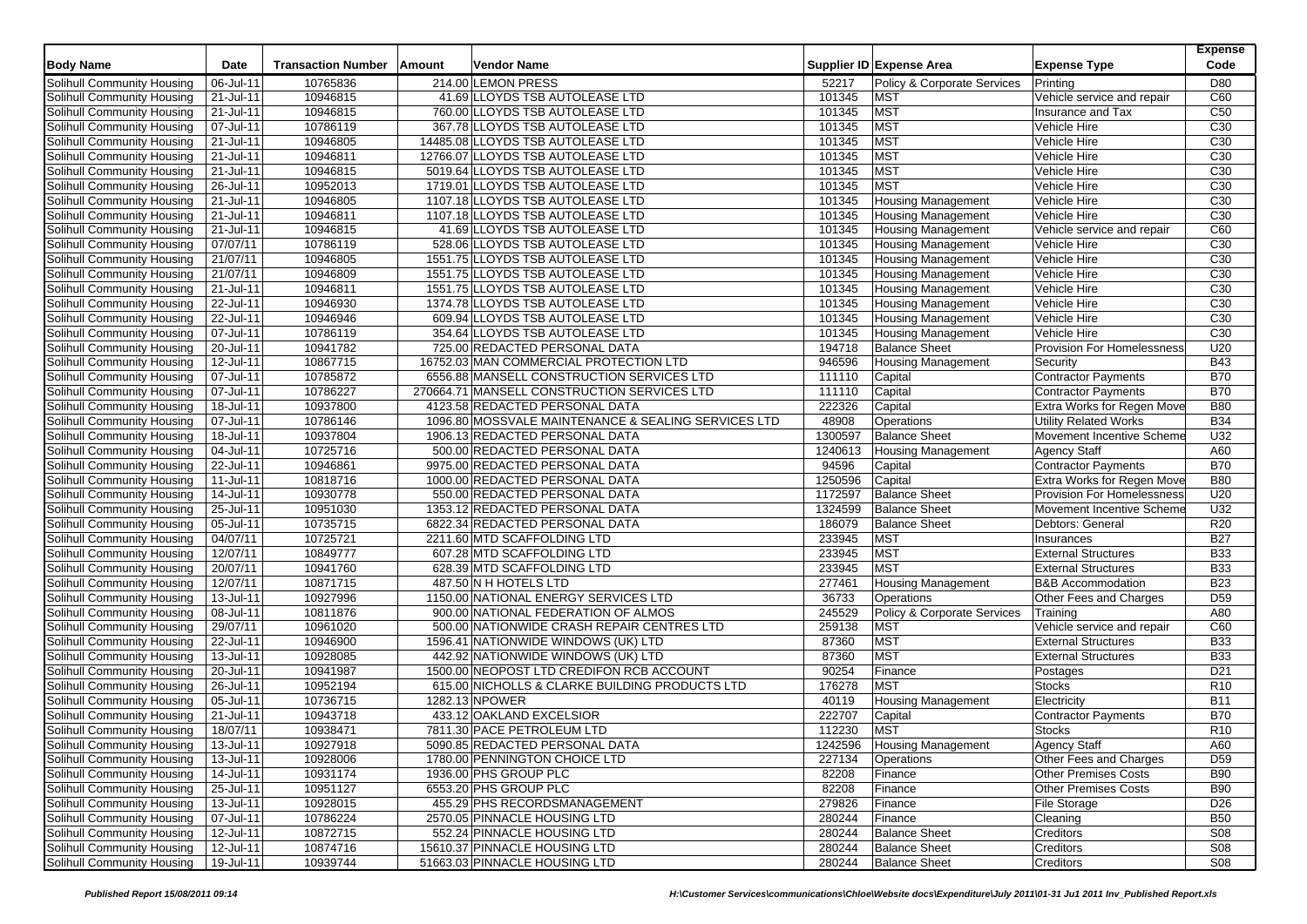| Body Name | Date | Transaction Number | Amount | Vendor Name | Supplier ID | Expense Area | Expense Type | Expense Code |
|---|---|---|---|---|---|---|---|---|
| Solihull Community Housing | 06-Jul-11 | 10765836 | 214.00 | LEMON PRESS | 52217 | Policy & Corporate Services | Printing | D80 |
| Solihull Community Housing | 21-Jul-11 | 10946815 | 41.69 | LLOYDS TSB AUTOLEASE LTD | 101345 | MST | Vehicle service and repair | C60 |
| Solihull Community Housing | 21-Jul-11 | 10946815 | 760.00 | LLOYDS TSB AUTOLEASE LTD | 101345 | MST | Insurance and Tax | C50 |
| Solihull Community Housing | 07-Jul-11 | 10786119 | 367.78 | LLOYDS TSB AUTOLEASE LTD | 101345 | MST | Vehicle Hire | C30 |
| Solihull Community Housing | 21-Jul-11 | 10946805 | 14485.08 | LLOYDS TSB AUTOLEASE LTD | 101345 | MST | Vehicle Hire | C30 |
| Solihull Community Housing | 21-Jul-11 | 10946811 | 12766.07 | LLOYDS TSB AUTOLEASE LTD | 101345 | MST | Vehicle Hire | C30 |
| Solihull Community Housing | 21-Jul-11 | 10946815 | 5019.64 | LLOYDS TSB AUTOLEASE LTD | 101345 | MST | Vehicle Hire | C30 |
| Solihull Community Housing | 26-Jul-11 | 10952013 | 1719.01 | LLOYDS TSB AUTOLEASE LTD | 101345 | MST | Vehicle Hire | C30 |
| Solihull Community Housing | 21-Jul-11 | 10946805 | 1107.18 | LLOYDS TSB AUTOLEASE LTD | 101345 | Housing Management | Vehicle Hire | C30 |
| Solihull Community Housing | 21-Jul-11 | 10946811 | 1107.18 | LLOYDS TSB AUTOLEASE LTD | 101345 | Housing Management | Vehicle Hire | C30 |
| Solihull Community Housing | 21-Jul-11 | 10946815 | 41.69 | LLOYDS TSB AUTOLEASE LTD | 101345 | Housing Management | Vehicle service and repair | C60 |
| Solihull Community Housing | 07/07/11 | 10786119 | 528.06 | LLOYDS TSB AUTOLEASE LTD | 101345 | Housing Management | Vehicle Hire | C30 |
| Solihull Community Housing | 21/07/11 | 10946805 | 1551.75 | LLOYDS TSB AUTOLEASE LTD | 101345 | Housing Management | Vehicle Hire | C30 |
| Solihull Community Housing | 21/07/11 | 10946809 | 1551.75 | LLOYDS TSB AUTOLEASE LTD | 101345 | Housing Management | Vehicle Hire | C30 |
| Solihull Community Housing | 21-Jul-11 | 10946811 | 1551.75 | LLOYDS TSB AUTOLEASE LTD | 101345 | Housing Management | Vehicle Hire | C30 |
| Solihull Community Housing | 22-Jul-11 | 10946930 | 1374.78 | LLOYDS TSB AUTOLEASE LTD | 101345 | Housing Management | Vehicle Hire | C30 |
| Solihull Community Housing | 22-Jul-11 | 10946946 | 609.94 | LLOYDS TSB AUTOLEASE LTD | 101345 | Housing Management | Vehicle Hire | C30 |
| Solihull Community Housing | 07-Jul-11 | 10786119 | 354.64 | LLOYDS TSB AUTOLEASE LTD | 101345 | Housing Management | Vehicle Hire | C30 |
| Solihull Community Housing | 20-Jul-11 | 10941782 | 725.00 | REDACTED PERSONAL DATA | 194718 | Balance Sheet | Provision For Homelessness | U20 |
| Solihull Community Housing | 12-Jul-11 | 10867715 | 16752.03 | MAN COMMERCIAL PROTECTION LTD | 946596 | Housing Management | Security | B43 |
| Solihull Community Housing | 07-Jul-11 | 10785872 | 6556.88 | MANSELL CONSTRUCTION SERVICES LTD | 111110 | Capital | Contractor Payments | B70 |
| Solihull Community Housing | 07-Jul-11 | 10786227 | 270664.71 | MANSELL CONSTRUCTION SERVICES LTD | 111110 | Capital | Contractor Payments | B70 |
| Solihull Community Housing | 18-Jul-11 | 10937800 | 4123.58 | REDACTED PERSONAL DATA | 222326 | Capital | Extra Works for Regen Move | B80 |
| Solihull Community Housing | 07-Jul-11 | 10786146 | 1096.80 | MOSSVALE MAINTENANCE & SEALING SERVICES LTD | 48908 | Operations | Utility Related Works | B34 |
| Solihull Community Housing | 18-Jul-11 | 10937804 | 1906.13 | REDACTED PERSONAL DATA | 1300597 | Balance Sheet | Movement Incentive Scheme | U32 |
| Solihull Community Housing | 04-Jul-11 | 10725716 | 500.00 | REDACTED PERSONAL DATA | 1240613 | Housing Management | Agency Staff | A60 |
| Solihull Community Housing | 22-Jul-11 | 10946861 | 9975.00 | REDACTED PERSONAL DATA | 94596 | Capital | Contractor Payments | B70 |
| Solihull Community Housing | 11-Jul-11 | 10818716 | 1000.00 | REDACTED PERSONAL DATA | 1250596 | Capital | Extra Works for Regen Move | B80 |
| Solihull Community Housing | 14-Jul-11 | 10930778 | 550.00 | REDACTED PERSONAL DATA | 1172597 | Balance Sheet | Provision For Homelessness | U20 |
| Solihull Community Housing | 25-Jul-11 | 10951030 | 1353.12 | REDACTED PERSONAL DATA | 1324599 | Balance Sheet | Movement Incentive Scheme | U32 |
| Solihull Community Housing | 05-Jul-11 | 10735715 | 6822.34 | REDACTED PERSONAL DATA | 186079 | Balance Sheet | Debtors: General | R20 |
| Solihull Community Housing | 04/07/11 | 10725721 | 2211.60 | MTD SCAFFOLDING LTD | 233945 | MST | Insurances | B27 |
| Solihull Community Housing | 12/07/11 | 10849777 | 607.28 | MTD SCAFFOLDING LTD | 233945 | MST | External Structures | B33 |
| Solihull Community Housing | 20/07/11 | 10941760 | 628.39 | MTD SCAFFOLDING LTD | 233945 | MST | External Structures | B33 |
| Solihull Community Housing | 12/07/11 | 10871715 | 487.50 | N H HOTELS LTD | 277461 | Housing Management | B&B Accommodation | B23 |
| Solihull Community Housing | 13-Jul-11 | 10927996 | 1150.00 | NATIONAL ENERGY SERVICES LTD | 36733 | Operations | Other Fees and Charges | D59 |
| Solihull Community Housing | 08-Jul-11 | 10811876 | 900.00 | NATIONAL FEDERATION OF ALMOS | 245529 | Policy & Corporate Services | Training | A80 |
| Solihull Community Housing | 29/07/11 | 10961020 | 500.00 | NATIONWIDE CRASH REPAIR CENTRES LTD | 259138 | MST | Vehicle service and repair | C60 |
| Solihull Community Housing | 22-Jul-11 | 10946900 | 1596.41 | NATIONWIDE WINDOWS (UK) LTD | 87360 | MST | External Structures | B33 |
| Solihull Community Housing | 13-Jul-11 | 10928085 | 442.92 | NATIONWIDE WINDOWS (UK) LTD | 87360 | MST | External Structures | B33 |
| Solihull Community Housing | 20-Jul-11 | 10941987 | 1500.00 | NEOPOST LTD CREDIFON RCB ACCOUNT | 90254 | Finance | Postages | D21 |
| Solihull Community Housing | 26-Jul-11 | 10952194 | 615.00 | NICHOLLS & CLARKE BUILDING PRODUCTS LTD | 176278 | MST | Stocks | R10 |
| Solihull Community Housing | 05-Jul-11 | 10736715 | 1282.13 | NPOWER | 40119 | Housing Management | Electricity | B11 |
| Solihull Community Housing | 21-Jul-11 | 10943718 | 433.12 | OAKLAND EXCELSIOR | 222707 | Capital | Contractor Payments | B70 |
| Solihull Community Housing | 18/07/11 | 10938471 | 7811.30 | PACE PETROLEUM LTD | 112230 | MST | Stocks | R10 |
| Solihull Community Housing | 13-Jul-11 | 10927918 | 5090.85 | REDACTED PERSONAL DATA | 1242596 | Housing Management | Agency Staff | A60 |
| Solihull Community Housing | 13-Jul-11 | 10928006 | 1780.00 | PENNINGTON CHOICE LTD | 227134 | Operations | Other Fees and Charges | D59 |
| Solihull Community Housing | 14-Jul-11 | 10931174 | 1936.00 | PHS GROUP PLC | 82208 | Finance | Other Premises Costs | B90 |
| Solihull Community Housing | 25-Jul-11 | 10951127 | 6553.20 | PHS GROUP PLC | 82208 | Finance | Other Premises Costs | B90 |
| Solihull Community Housing | 13-Jul-11 | 10928015 | 455.29 | PHS RECORDSMANAGEMENT | 279826 | Finance | File Storage | D26 |
| Solihull Community Housing | 07-Jul-11 | 10786224 | 2570.05 | PINNACLE HOUSING LTD | 280244 | Finance | Cleaning | B50 |
| Solihull Community Housing | 12-Jul-11 | 10872715 | 552.24 | PINNACLE HOUSING LTD | 280244 | Balance Sheet | Creditors | S08 |
| Solihull Community Housing | 12-Jul-11 | 10874716 | 15610.37 | PINNACLE HOUSING LTD | 280244 | Balance Sheet | Creditors | S08 |
| Solihull Community Housing | 19-Jul-11 | 10939744 | 51663.03 | PINNACLE HOUSING LTD | 280244 | Balance Sheet | Creditors | S08 |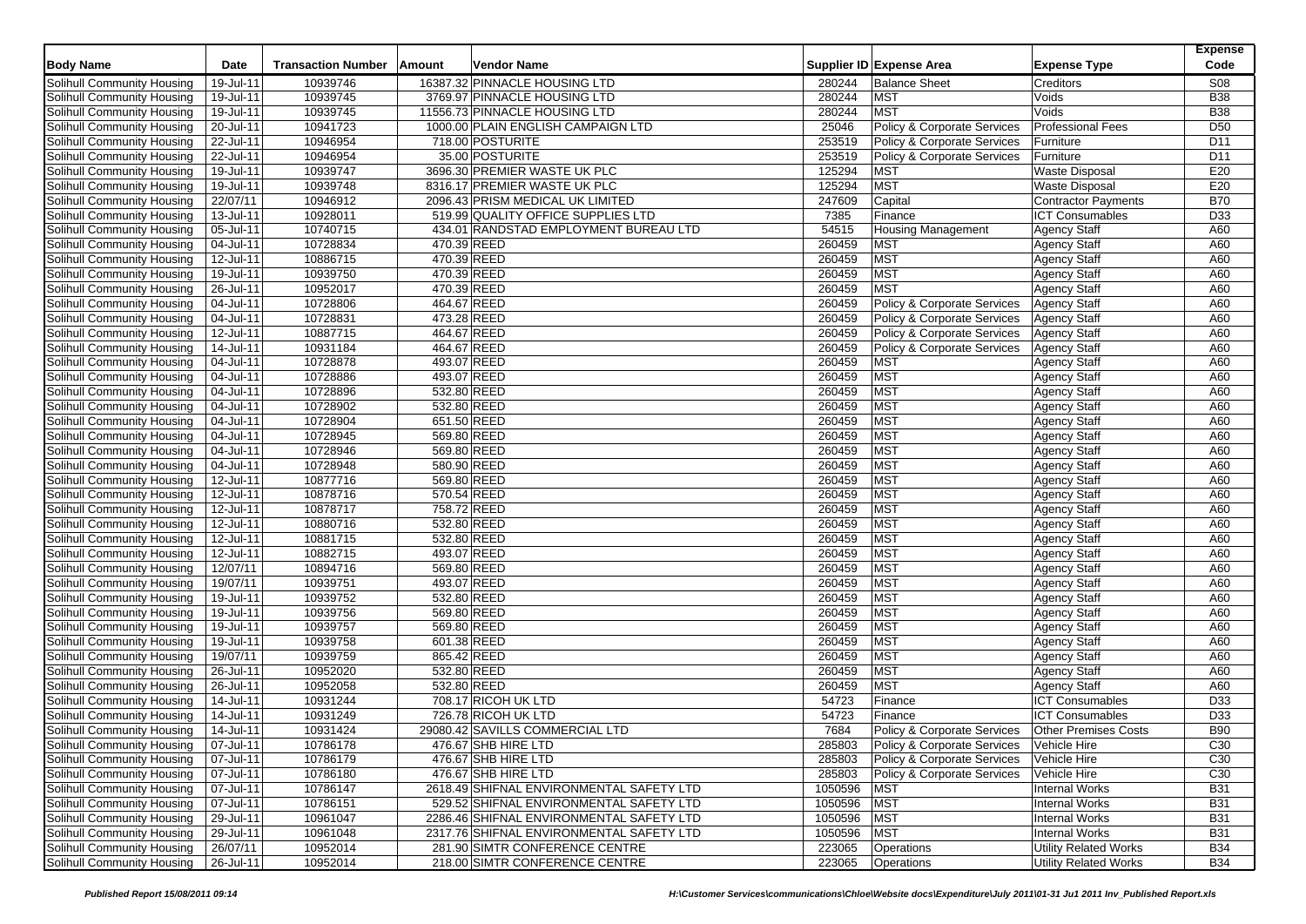| Body Name | Date | Transaction Number | Amount | Vendor Name | Supplier ID | Expense Area | Expense Type | Expense Code |
|---|---|---|---|---|---|---|---|---|
| Solihull Community Housing | 19-Jul-11 | 10939746 | 16387.32 | PINNACLE HOUSING LTD | 280244 | Balance Sheet | Creditors | S08 |
| Solihull Community Housing | 19-Jul-11 | 10939745 | 3769.97 | PINNACLE HOUSING LTD | 280244 | MST | Voids | B38 |
| Solihull Community Housing | 19-Jul-11 | 10939745 | 11556.73 | PINNACLE HOUSING LTD | 280244 | MST | Voids | B38 |
| Solihull Community Housing | 20-Jul-11 | 10941723 | 1000.00 | PLAIN ENGLISH CAMPAIGN LTD | 25046 | Policy & Corporate Services | Professional Fees | D50 |
| Solihull Community Housing | 22-Jul-11 | 10946954 | 718.00 | POSTURITE | 253519 | Policy & Corporate Services | Furniture | D11 |
| Solihull Community Housing | 22-Jul-11 | 10946954 | 35.00 | POSTURITE | 253519 | Policy & Corporate Services | Furniture | D11 |
| Solihull Community Housing | 19-Jul-11 | 10939747 | 3696.30 | PREMIER WASTE UK PLC | 125294 | MST | Waste Disposal | E20 |
| Solihull Community Housing | 19-Jul-11 | 10939748 | 8316.17 | PREMIER WASTE UK PLC | 125294 | MST | Waste Disposal | E20 |
| Solihull Community Housing | 22/07/11 | 10946912 | 2096.43 | PRISM MEDICAL UK LIMITED | 247609 | Capital | Contractor Payments | B70 |
| Solihull Community Housing | 13-Jul-11 | 10928011 | 519.99 | QUALITY OFFICE SUPPLIES LTD | 7385 | Finance | ICT Consumables | D33 |
| Solihull Community Housing | 05-Jul-11 | 10740715 | 434.01 | RANDSTAD EMPLOYMENT BUREAU LTD | 54515 | Housing Management | Agency Staff | A60 |
| Solihull Community Housing | 04-Jul-11 | 10728834 | 470.39 | REED | 260459 | MST | Agency Staff | A60 |
| Solihull Community Housing | 12-Jul-11 | 10886715 | 470.39 | REED | 260459 | MST | Agency Staff | A60 |
| Solihull Community Housing | 19-Jul-11 | 10939750 | 470.39 | REED | 260459 | MST | Agency Staff | A60 |
| Solihull Community Housing | 26-Jul-11 | 10952017 | 470.39 | REED | 260459 | MST | Agency Staff | A60 |
| Solihull Community Housing | 04-Jul-11 | 10728806 | 464.67 | REED | 260459 | Policy & Corporate Services | Agency Staff | A60 |
| Solihull Community Housing | 04-Jul-11 | 10728831 | 473.28 | REED | 260459 | Policy & Corporate Services | Agency Staff | A60 |
| Solihull Community Housing | 12-Jul-11 | 10887715 | 464.67 | REED | 260459 | Policy & Corporate Services | Agency Staff | A60 |
| Solihull Community Housing | 14-Jul-11 | 10931184 | 464.67 | REED | 260459 | Policy & Corporate Services | Agency Staff | A60 |
| Solihull Community Housing | 04-Jul-11 | 10728878 | 493.07 | REED | 260459 | MST | Agency Staff | A60 |
| Solihull Community Housing | 04-Jul-11 | 10728886 | 493.07 | REED | 260459 | MST | Agency Staff | A60 |
| Solihull Community Housing | 04-Jul-11 | 10728896 | 532.80 | REED | 260459 | MST | Agency Staff | A60 |
| Solihull Community Housing | 04-Jul-11 | 10728902 | 532.80 | REED | 260459 | MST | Agency Staff | A60 |
| Solihull Community Housing | 04-Jul-11 | 10728904 | 651.50 | REED | 260459 | MST | Agency Staff | A60 |
| Solihull Community Housing | 04-Jul-11 | 10728945 | 569.80 | REED | 260459 | MST | Agency Staff | A60 |
| Solihull Community Housing | 04-Jul-11 | 10728946 | 569.80 | REED | 260459 | MST | Agency Staff | A60 |
| Solihull Community Housing | 04-Jul-11 | 10728948 | 580.90 | REED | 260459 | MST | Agency Staff | A60 |
| Solihull Community Housing | 12-Jul-11 | 10877716 | 569.80 | REED | 260459 | MST | Agency Staff | A60 |
| Solihull Community Housing | 12-Jul-11 | 10878716 | 570.54 | REED | 260459 | MST | Agency Staff | A60 |
| Solihull Community Housing | 12-Jul-11 | 10878717 | 758.72 | REED | 260459 | MST | Agency Staff | A60 |
| Solihull Community Housing | 12-Jul-11 | 10880716 | 532.80 | REED | 260459 | MST | Agency Staff | A60 |
| Solihull Community Housing | 12-Jul-11 | 10881715 | 532.80 | REED | 260459 | MST | Agency Staff | A60 |
| Solihull Community Housing | 12-Jul-11 | 10882715 | 493.07 | REED | 260459 | MST | Agency Staff | A60 |
| Solihull Community Housing | 12/07/11 | 10894716 | 569.80 | REED | 260459 | MST | Agency Staff | A60 |
| Solihull Community Housing | 19/07/11 | 10939751 | 493.07 | REED | 260459 | MST | Agency Staff | A60 |
| Solihull Community Housing | 19-Jul-11 | 10939752 | 532.80 | REED | 260459 | MST | Agency Staff | A60 |
| Solihull Community Housing | 19-Jul-11 | 10939756 | 569.80 | REED | 260459 | MST | Agency Staff | A60 |
| Solihull Community Housing | 19-Jul-11 | 10939757 | 569.80 | REED | 260459 | MST | Agency Staff | A60 |
| Solihull Community Housing | 19-Jul-11 | 10939758 | 601.38 | REED | 260459 | MST | Agency Staff | A60 |
| Solihull Community Housing | 19/07/11 | 10939759 | 865.42 | REED | 260459 | MST | Agency Staff | A60 |
| Solihull Community Housing | 26-Jul-11 | 10952020 | 532.80 | REED | 260459 | MST | Agency Staff | A60 |
| Solihull Community Housing | 26-Jul-11 | 10952058 | 532.80 | REED | 260459 | MST | Agency Staff | A60 |
| Solihull Community Housing | 14-Jul-11 | 10931244 | 708.17 | RICOH UK LTD | 54723 | Finance | ICT Consumables | D33 |
| Solihull Community Housing | 14-Jul-11 | 10931249 | 726.78 | RICOH UK LTD | 54723 | Finance | ICT Consumables | D33 |
| Solihull Community Housing | 14-Jul-11 | 10931424 | 29080.42 | SAVILLS COMMERCIAL LTD | 7684 | Policy & Corporate Services | Other Premises Costs | B90 |
| Solihull Community Housing | 07-Jul-11 | 10786178 | 476.67 | SHB HIRE LTD | 285803 | Policy & Corporate Services | Vehicle Hire | C30 |
| Solihull Community Housing | 07-Jul-11 | 10786179 | 476.67 | SHB HIRE LTD | 285803 | Policy & Corporate Services | Vehicle Hire | C30 |
| Solihull Community Housing | 07-Jul-11 | 10786180 | 476.67 | SHB HIRE LTD | 285803 | Policy & Corporate Services | Vehicle Hire | C30 |
| Solihull Community Housing | 07-Jul-11 | 10786147 | 2618.49 | SHIFNAL ENVIRONMENTAL SAFETY LTD | 1050596 | MST | Internal Works | B31 |
| Solihull Community Housing | 07-Jul-11 | 10786151 | 529.52 | SHIFNAL ENVIRONMENTAL SAFETY LTD | 1050596 | MST | Internal Works | B31 |
| Solihull Community Housing | 29-Jul-11 | 10961047 | 2286.46 | SHIFNAL ENVIRONMENTAL SAFETY LTD | 1050596 | MST | Internal Works | B31 |
| Solihull Community Housing | 29-Jul-11 | 10961048 | 2317.76 | SHIFNAL ENVIRONMENTAL SAFETY LTD | 1050596 | MST | Internal Works | B31 |
| Solihull Community Housing | 26/07/11 | 10952014 | 281.90 | SIMTR CONFERENCE CENTRE | 223065 | Operations | Utility Related Works | B34 |
| Solihull Community Housing | 26-Jul-11 | 10952014 | 218.00 | SIMTR CONFERENCE CENTRE | 223065 | Operations | Utility Related Works | B34 |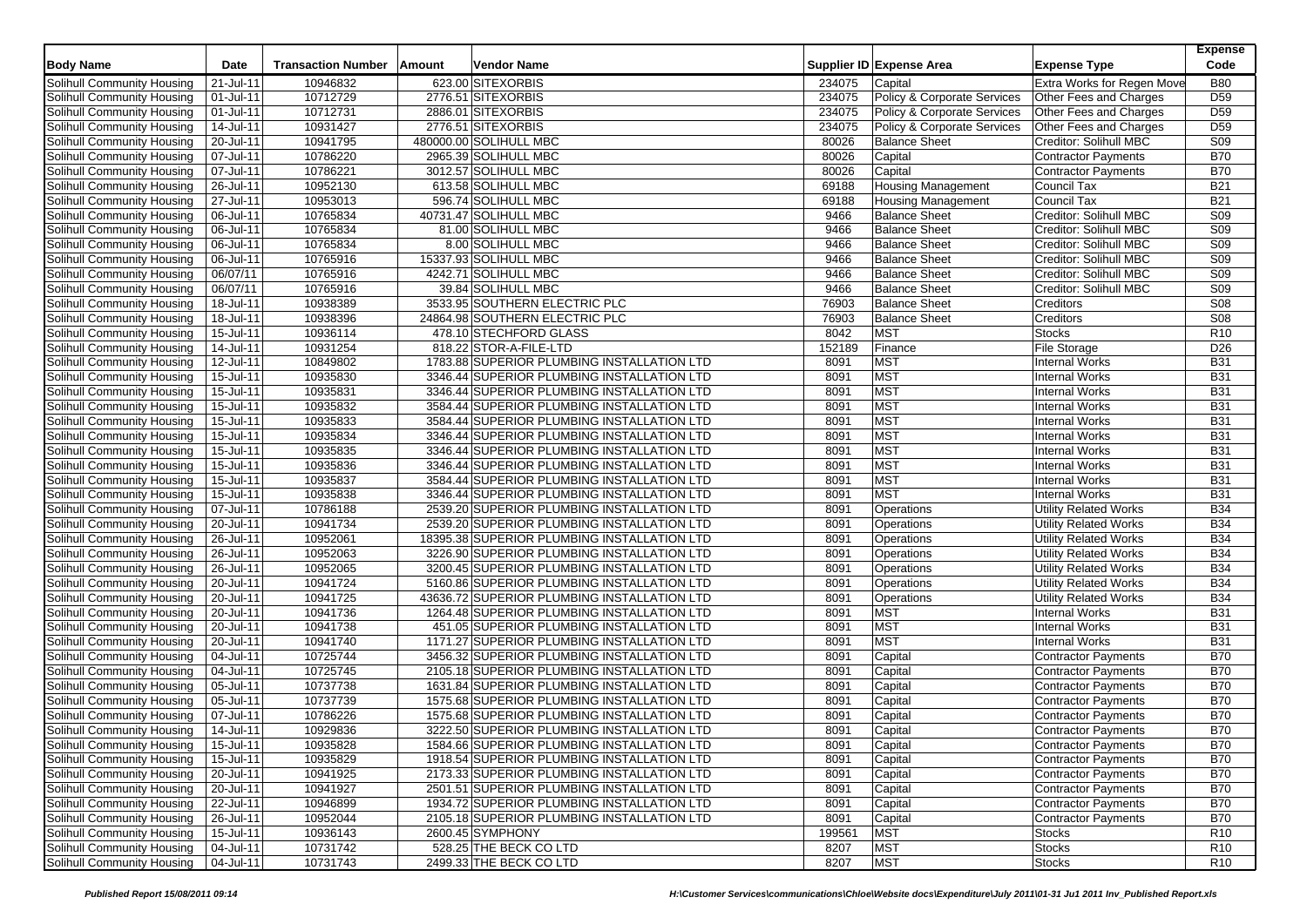| Body Name | Date | Transaction Number | Amount | Vendor Name | Supplier ID | Expense Area | Expense Type | Expense Code |
|---|---|---|---|---|---|---|---|---|
| Solihull Community Housing | 21-Jul-11 | 10946832 | 623.00 | SITEXORBIS | 234075 | Capital | Extra Works for Regen Move | B80 |
| Solihull Community Housing | 01-Jul-11 | 10712729 | 2776.51 | SITEXORBIS | 234075 | Policy & Corporate Services | Other Fees and Charges | D59 |
| Solihull Community Housing | 01-Jul-11 | 10712731 | 2886.01 | SITEXORBIS | 234075 | Policy & Corporate Services | Other Fees and Charges | D59 |
| Solihull Community Housing | 14-Jul-11 | 10931427 | 2776.51 | SITEXORBIS | 234075 | Policy & Corporate Services | Other Fees and Charges | D59 |
| Solihull Community Housing | 20-Jul-11 | 10941795 | 480000.00 | SOLIHULL MBC | 80026 | Balance Sheet | Creditor: Solihull MBC | S09 |
| Solihull Community Housing | 07-Jul-11 | 10786220 | 2965.39 | SOLIHULL MBC | 80026 | Capital | Contractor Payments | B70 |
| Solihull Community Housing | 07-Jul-11 | 10786221 | 3012.57 | SOLIHULL MBC | 80026 | Capital | Contractor Payments | B70 |
| Solihull Community Housing | 26-Jul-11 | 10952130 | 613.58 | SOLIHULL MBC | 69188 | Housing Management | Council Tax | B21 |
| Solihull Community Housing | 27-Jul-11 | 10953013 | 596.74 | SOLIHULL MBC | 69188 | Housing Management | Council Tax | B21 |
| Solihull Community Housing | 06-Jul-11 | 10765834 | 40731.47 | SOLIHULL MBC | 9466 | Balance Sheet | Creditor: Solihull MBC | S09 |
| Solihull Community Housing | 06-Jul-11 | 10765834 | 81.00 | SOLIHULL MBC | 9466 | Balance Sheet | Creditor: Solihull MBC | S09 |
| Solihull Community Housing | 06-Jul-11 | 10765834 | 8.00 | SOLIHULL MBC | 9466 | Balance Sheet | Creditor: Solihull MBC | S09 |
| Solihull Community Housing | 06-Jul-11 | 10765916 | 15337.93 | SOLIHULL MBC | 9466 | Balance Sheet | Creditor: Solihull MBC | S09 |
| Solihull Community Housing | 06/07/11 | 10765916 | 4242.71 | SOLIHULL MBC | 9466 | Balance Sheet | Creditor: Solihull MBC | S09 |
| Solihull Community Housing | 06/07/11 | 10765916 | 39.84 | SOLIHULL MBC | 9466 | Balance Sheet | Creditor: Solihull MBC | S09 |
| Solihull Community Housing | 18-Jul-11 | 10938389 | 3533.95 | SOUTHERN ELECTRIC PLC | 76903 | Balance Sheet | Creditors | S08 |
| Solihull Community Housing | 18-Jul-11 | 10938396 | 24864.98 | SOUTHERN ELECTRIC PLC | 76903 | Balance Sheet | Creditors | S08 |
| Solihull Community Housing | 15-Jul-11 | 10936114 | 478.10 | STECHFORD GLASS | 8042 | MST | Stocks | R10 |
| Solihull Community Housing | 14-Jul-11 | 10931254 | 818.22 | STOR-A-FILE-LTD | 152189 | Finance | File Storage | D26 |
| Solihull Community Housing | 12-Jul-11 | 10849802 | 1783.88 | SUPERIOR PLUMBING INSTALLATION LTD | 8091 | MST | Internal Works | B31 |
| Solihull Community Housing | 15-Jul-11 | 10935830 | 3346.44 | SUPERIOR PLUMBING INSTALLATION LTD | 8091 | MST | Internal Works | B31 |
| Solihull Community Housing | 15-Jul-11 | 10935831 | 3346.44 | SUPERIOR PLUMBING INSTALLATION LTD | 8091 | MST | Internal Works | B31 |
| Solihull Community Housing | 15-Jul-11 | 10935832 | 3584.44 | SUPERIOR PLUMBING INSTALLATION LTD | 8091 | MST | Internal Works | B31 |
| Solihull Community Housing | 15-Jul-11 | 10935833 | 3584.44 | SUPERIOR PLUMBING INSTALLATION LTD | 8091 | MST | Internal Works | B31 |
| Solihull Community Housing | 15-Jul-11 | 10935834 | 3346.44 | SUPERIOR PLUMBING INSTALLATION LTD | 8091 | MST | Internal Works | B31 |
| Solihull Community Housing | 15-Jul-11 | 10935835 | 3346.44 | SUPERIOR PLUMBING INSTALLATION LTD | 8091 | MST | Internal Works | B31 |
| Solihull Community Housing | 15-Jul-11 | 10935836 | 3346.44 | SUPERIOR PLUMBING INSTALLATION LTD | 8091 | MST | Internal Works | B31 |
| Solihull Community Housing | 15-Jul-11 | 10935837 | 3584.44 | SUPERIOR PLUMBING INSTALLATION LTD | 8091 | MST | Internal Works | B31 |
| Solihull Community Housing | 15-Jul-11 | 10935838 | 3346.44 | SUPERIOR PLUMBING INSTALLATION LTD | 8091 | MST | Internal Works | B31 |
| Solihull Community Housing | 07-Jul-11 | 10786188 | 2539.20 | SUPERIOR PLUMBING INSTALLATION LTD | 8091 | Operations | Utility Related Works | B34 |
| Solihull Community Housing | 20-Jul-11 | 10941734 | 2539.20 | SUPERIOR PLUMBING INSTALLATION LTD | 8091 | Operations | Utility Related Works | B34 |
| Solihull Community Housing | 26-Jul-11 | 10952061 | 18395.38 | SUPERIOR PLUMBING INSTALLATION LTD | 8091 | Operations | Utility Related Works | B34 |
| Solihull Community Housing | 26-Jul-11 | 10952063 | 3226.90 | SUPERIOR PLUMBING INSTALLATION LTD | 8091 | Operations | Utility Related Works | B34 |
| Solihull Community Housing | 26-Jul-11 | 10952065 | 3200.45 | SUPERIOR PLUMBING INSTALLATION LTD | 8091 | Operations | Utility Related Works | B34 |
| Solihull Community Housing | 20-Jul-11 | 10941724 | 5160.86 | SUPERIOR PLUMBING INSTALLATION LTD | 8091 | Operations | Utility Related Works | B34 |
| Solihull Community Housing | 20-Jul-11 | 10941725 | 43636.72 | SUPERIOR PLUMBING INSTALLATION LTD | 8091 | Operations | Utility Related Works | B34 |
| Solihull Community Housing | 20-Jul-11 | 10941736 | 1264.48 | SUPERIOR PLUMBING INSTALLATION LTD | 8091 | MST | Internal Works | B31 |
| Solihull Community Housing | 20-Jul-11 | 10941738 | 451.05 | SUPERIOR PLUMBING INSTALLATION LTD | 8091 | MST | Internal Works | B31 |
| Solihull Community Housing | 20-Jul-11 | 10941740 | 1171.27 | SUPERIOR PLUMBING INSTALLATION LTD | 8091 | MST | Internal Works | B31 |
| Solihull Community Housing | 04-Jul-11 | 10725744 | 3456.32 | SUPERIOR PLUMBING INSTALLATION LTD | 8091 | Capital | Contractor Payments | B70 |
| Solihull Community Housing | 04-Jul-11 | 10725745 | 2105.18 | SUPERIOR PLUMBING INSTALLATION LTD | 8091 | Capital | Contractor Payments | B70 |
| Solihull Community Housing | 05-Jul-11 | 10737738 | 1631.84 | SUPERIOR PLUMBING INSTALLATION LTD | 8091 | Capital | Contractor Payments | B70 |
| Solihull Community Housing | 05-Jul-11 | 10737739 | 1575.68 | SUPERIOR PLUMBING INSTALLATION LTD | 8091 | Capital | Contractor Payments | B70 |
| Solihull Community Housing | 07-Jul-11 | 10786226 | 1575.68 | SUPERIOR PLUMBING INSTALLATION LTD | 8091 | Capital | Contractor Payments | B70 |
| Solihull Community Housing | 14-Jul-11 | 10929836 | 3222.50 | SUPERIOR PLUMBING INSTALLATION LTD | 8091 | Capital | Contractor Payments | B70 |
| Solihull Community Housing | 15-Jul-11 | 10935828 | 1584.66 | SUPERIOR PLUMBING INSTALLATION LTD | 8091 | Capital | Contractor Payments | B70 |
| Solihull Community Housing | 15-Jul-11 | 10935829 | 1918.54 | SUPERIOR PLUMBING INSTALLATION LTD | 8091 | Capital | Contractor Payments | B70 |
| Solihull Community Housing | 20-Jul-11 | 10941925 | 2173.33 | SUPERIOR PLUMBING INSTALLATION LTD | 8091 | Capital | Contractor Payments | B70 |
| Solihull Community Housing | 20-Jul-11 | 10941927 | 2501.51 | SUPERIOR PLUMBING INSTALLATION LTD | 8091 | Capital | Contractor Payments | B70 |
| Solihull Community Housing | 22-Jul-11 | 10946899 | 1934.72 | SUPERIOR PLUMBING INSTALLATION LTD | 8091 | Capital | Contractor Payments | B70 |
| Solihull Community Housing | 26-Jul-11 | 10952044 | 2105.18 | SUPERIOR PLUMBING INSTALLATION LTD | 8091 | Capital | Contractor Payments | B70 |
| Solihull Community Housing | 15-Jul-11 | 10936143 | 2600.45 | SYMPHONY | 199561 | MST | Stocks | R10 |
| Solihull Community Housing | 04-Jul-11 | 10731742 | 528.25 | THE BECK CO LTD | 8207 | MST | Stocks | R10 |
| Solihull Community Housing | 04-Jul-11 | 10731743 | 2499.33 | THE BECK CO LTD | 8207 | MST | Stocks | R10 |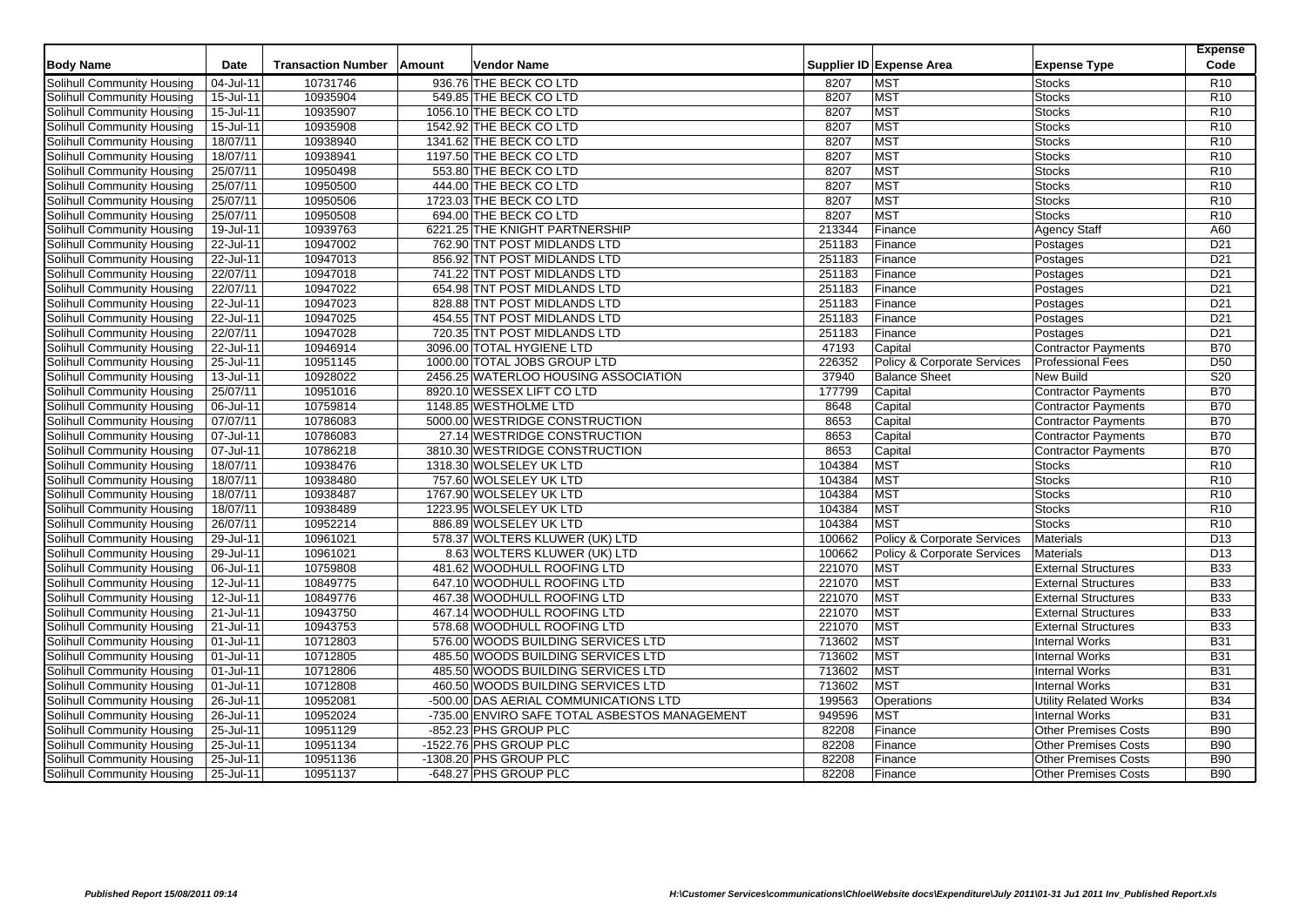| Body Name | Date | Transaction Number | Amount | Vendor Name | Supplier ID | Expense Area | Expense Type | Expense Code |
|---|---|---|---|---|---|---|---|---|
| Solihull Community Housing | 04-Jul-11 | 10731746 | 936.76 | THE BECK CO LTD | 8207 | MST | Stocks | R10 |
| Solihull Community Housing | 15-Jul-11 | 10935904 | 549.85 | THE BECK CO LTD | 8207 | MST | Stocks | R10 |
| Solihull Community Housing | 15-Jul-11 | 10935907 | 1056.10 | THE BECK CO LTD | 8207 | MST | Stocks | R10 |
| Solihull Community Housing | 15-Jul-11 | 10935908 | 1542.92 | THE BECK CO LTD | 8207 | MST | Stocks | R10 |
| Solihull Community Housing | 18/07/11 | 10938940 | 1341.62 | THE BECK CO LTD | 8207 | MST | Stocks | R10 |
| Solihull Community Housing | 18/07/11 | 10938941 | 1197.50 | THE BECK CO LTD | 8207 | MST | Stocks | R10 |
| Solihull Community Housing | 25/07/11 | 10950498 | 553.80 | THE BECK CO LTD | 8207 | MST | Stocks | R10 |
| Solihull Community Housing | 25/07/11 | 10950500 | 444.00 | THE BECK CO LTD | 8207 | MST | Stocks | R10 |
| Solihull Community Housing | 25/07/11 | 10950506 | 1723.03 | THE BECK CO LTD | 8207 | MST | Stocks | R10 |
| Solihull Community Housing | 25/07/11 | 10950508 | 694.00 | THE BECK CO LTD | 8207 | MST | Stocks | R10 |
| Solihull Community Housing | 19-Jul-11 | 10939763 | 6221.25 | THE KNIGHT PARTNERSHIP | 213344 | Finance | Agency Staff | A60 |
| Solihull Community Housing | 22-Jul-11 | 10947002 | 762.90 | TNT POST MIDLANDS LTD | 251183 | Finance | Postages | D21 |
| Solihull Community Housing | 22-Jul-11 | 10947013 | 856.92 | TNT POST MIDLANDS LTD | 251183 | Finance | Postages | D21 |
| Solihull Community Housing | 22/07/11 | 10947018 | 741.22 | TNT POST MIDLANDS LTD | 251183 | Finance | Postages | D21 |
| Solihull Community Housing | 22/07/11 | 10947022 | 654.98 | TNT POST MIDLANDS LTD | 251183 | Finance | Postages | D21 |
| Solihull Community Housing | 22-Jul-11 | 10947023 | 828.88 | TNT POST MIDLANDS LTD | 251183 | Finance | Postages | D21 |
| Solihull Community Housing | 22-Jul-11 | 10947025 | 454.55 | TNT POST MIDLANDS LTD | 251183 | Finance | Postages | D21 |
| Solihull Community Housing | 22/07/11 | 10947028 | 720.35 | TNT POST MIDLANDS LTD | 251183 | Finance | Postages | D21 |
| Solihull Community Housing | 22-Jul-11 | 10946914 | 3096.00 | TOTAL HYGIENE LTD | 47193 | Capital | Contractor Payments | B70 |
| Solihull Community Housing | 25-Jul-11 | 10951145 | 1000.00 | TOTAL JOBS GROUP LTD | 226352 | Policy & Corporate Services | Professional Fees | D50 |
| Solihull Community Housing | 13-Jul-11 | 10928022 | 2456.25 | WATERLOO HOUSING ASSOCIATION | 37940 | Balance Sheet | New Build | S20 |
| Solihull Community Housing | 25/07/11 | 10951016 | 8920.10 | WESSEX LIFT CO LTD | 177799 | Capital | Contractor Payments | B70 |
| Solihull Community Housing | 06-Jul-11 | 10759814 | 1148.85 | WESTHOLME LTD | 8648 | Capital | Contractor Payments | B70 |
| Solihull Community Housing | 07/07/11 | 10786083 | 5000.00 | WESTRIDGE CONSTRUCTION | 8653 | Capital | Contractor Payments | B70 |
| Solihull Community Housing | 07-Jul-11 | 10786083 | 27.14 | WESTRIDGE CONSTRUCTION | 8653 | Capital | Contractor Payments | B70 |
| Solihull Community Housing | 07-Jul-11 | 10786218 | 3810.30 | WESTRIDGE CONSTRUCTION | 8653 | Capital | Contractor Payments | B70 |
| Solihull Community Housing | 18/07/11 | 10938476 | 1318.30 | WOLSELEY UK LTD | 104384 | MST | Stocks | R10 |
| Solihull Community Housing | 18/07/11 | 10938480 | 757.60 | WOLSELEY UK LTD | 104384 | MST | Stocks | R10 |
| Solihull Community Housing | 18/07/11 | 10938487 | 1767.90 | WOLSELEY UK LTD | 104384 | MST | Stocks | R10 |
| Solihull Community Housing | 18/07/11 | 10938489 | 1223.95 | WOLSELEY UK LTD | 104384 | MST | Stocks | R10 |
| Solihull Community Housing | 26/07/11 | 10952214 | 886.89 | WOLSELEY UK LTD | 104384 | MST | Stocks | R10 |
| Solihull Community Housing | 29-Jul-11 | 10961021 | 578.37 | WOLTERS KLUWER (UK) LTD | 100662 | Policy & Corporate Services | Materials | D13 |
| Solihull Community Housing | 29-Jul-11 | 10961021 | 8.63 | WOLTERS KLUWER (UK) LTD | 100662 | Policy & Corporate Services | Materials | D13 |
| Solihull Community Housing | 06-Jul-11 | 10759808 | 481.62 | WOODHULL ROOFING LTD | 221070 | MST | External Structures | B33 |
| Solihull Community Housing | 12-Jul-11 | 10849775 | 647.10 | WOODHULL ROOFING LTD | 221070 | MST | External Structures | B33 |
| Solihull Community Housing | 12-Jul-11 | 10849776 | 467.38 | WOODHULL ROOFING LTD | 221070 | MST | External Structures | B33 |
| Solihull Community Housing | 21-Jul-11 | 10943750 | 467.14 | WOODHULL ROOFING LTD | 221070 | MST | External Structures | B33 |
| Solihull Community Housing | 21-Jul-11 | 10943753 | 578.68 | WOODHULL ROOFING LTD | 221070 | MST | External Structures | B33 |
| Solihull Community Housing | 01-Jul-11 | 10712803 | 576.00 | WOODS BUILDING SERVICES LTD | 713602 | MST | Internal Works | B31 |
| Solihull Community Housing | 01-Jul-11 | 10712805 | 485.50 | WOODS BUILDING SERVICES LTD | 713602 | MST | Internal Works | B31 |
| Solihull Community Housing | 01-Jul-11 | 10712806 | 485.50 | WOODS BUILDING SERVICES LTD | 713602 | MST | Internal Works | B31 |
| Solihull Community Housing | 01-Jul-11 | 10712808 | 460.50 | WOODS BUILDING SERVICES LTD | 713602 | MST | Internal Works | B31 |
| Solihull Community Housing | 26-Jul-11 | 10952081 | -500.00 | DAS AERIAL COMMUNICATIONS LTD | 199563 | Operations | Utility Related Works | B34 |
| Solihull Community Housing | 26-Jul-11 | 10952024 | -735.00 | ENVIRO SAFE TOTAL ASBESTOS MANAGEMENT | 949596 | MST | Internal Works | B31 |
| Solihull Community Housing | 25-Jul-11 | 10951129 | -852.23 | PHS GROUP PLC | 82208 | Finance | Other Premises Costs | B90 |
| Solihull Community Housing | 25-Jul-11 | 10951134 | -1522.76 | PHS GROUP PLC | 82208 | Finance | Other Premises Costs | B90 |
| Solihull Community Housing | 25-Jul-11 | 10951136 | -1308.20 | PHS GROUP PLC | 82208 | Finance | Other Premises Costs | B90 |
| Solihull Community Housing | 25-Jul-11 | 10951137 | -648.27 | PHS GROUP PLC | 82208 | Finance | Other Premises Costs | B90 |